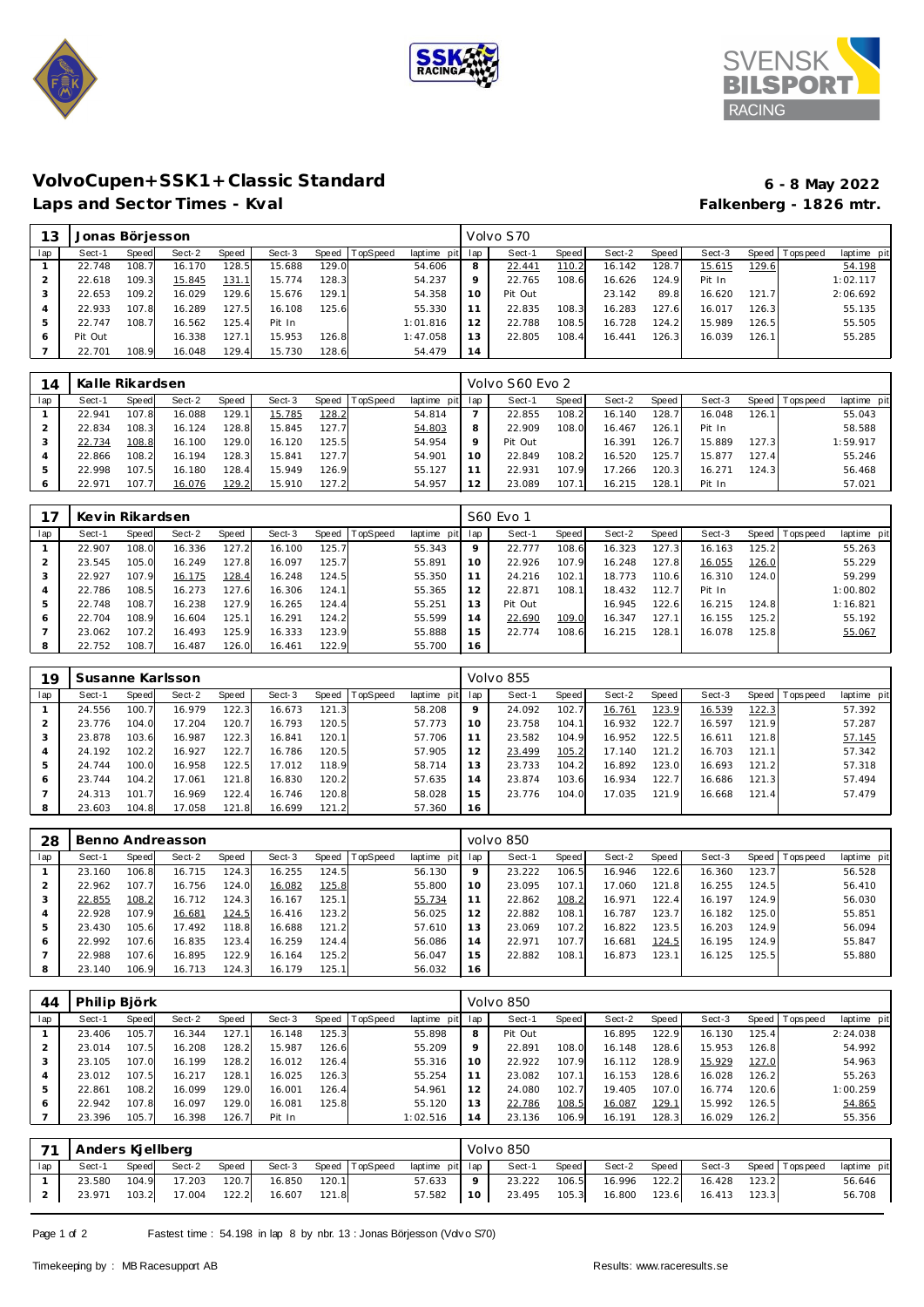# VolvoCupen+SSK1+Classic Standard

**6 - 8 May 2022**

## Laps and Sector Times - Kval

**Falkenberg - 1826 mtr.**

| 13 | Jonas Börjesson | | | | | | | | Volvo S70 | | | | | | | | |
|---|---|---|---|---|---|---|---|---|---|---|---|---|---|---|---|---|---|
| lap | Sect-1 | Speed | Sect-2 | Speed | Sect-3 | Speed | TopSpeed | laptime pit | lap | Sect-1 | Speed | Sect-2 | Speed | Sect-3 | Speed | Topspeed | laptime pit |
| 1 | 22.748 | 108.7 | 16.170 | 128.5 | 15.688 | 129.0 | | 54.606 | 8 | 22.441 | 110.2 | 16.142 | 128.7 | 15.615 | 129.6 | | 54.198 |
| 2 | 22.618 | 109.3 | 15.845 | 131.1 | 15.774 | 128.3 | | 54.237 | 9 | 22.765 | 108.6 | 16.626 | 124.9 | Pit In | | | 1:02.117 |
| 3 | 22.653 | 109.2 | 16.029 | 129.6 | 15.676 | 129.1 | | 54.358 | 10 | Pit Out | | 23.142 | 89.8 | 16.620 | 121.7 | | 2:06.692 |
| 4 | 22.933 | 107.8 | 16.289 | 127.5 | 16.108 | 125.6 | | 55.330 | 11 | 22.835 | 108.3 | 16.283 | 127.6 | 16.017 | 126.3 | | 55.135 |
| 5 | 22.747 | 108.7 | 16.562 | 125.4 | Pit In | | | 1:01.816 | 12 | 22.788 | 108.5 | 16.728 | 124.2 | 15.989 | 126.5 | | 55.505 |
| 6 | Pit Out | | 16.338 | 127.1 | 15.953 | 126.8 | | 1:47.058 | 13 | 22.805 | 108.4 | 16.441 | 126.3 | 16.039 | 126.1 | | 55.285 |
| 7 | 22.701 | 108.9 | 16.048 | 129.4 | 15.730 | 128.6 | | 54.479 | 14 | | | | | | | | |

| 14 | Kalle Rikardsen | | | | | | | | Volvo S60 Evo 2 | | | | | | | | |
|---|---|---|---|---|---|---|---|---|---|---|---|---|---|---|---|---|---|
| lap | Sect-1 | Speed | Sect-2 | Speed | Sect-3 | Speed | TopSpeed | laptime pit | lap | Sect-1 | Speed | Sect-2 | Speed | Sect-3 | Speed | Topspeed | laptime pit |
| 1 | 22.941 | 107.8 | 16.088 | 129.1 | 15.785 | 128.2 | | 54.814 | 7 | 22.855 | 108.2 | 16.140 | 128.7 | 16.048 | 126.1 | | 55.043 |
| 2 | 22.834 | 108.3 | 16.124 | 128.8 | 15.845 | 127.7 | | 54.803 | 8 | 22.909 | 108.0 | 16.467 | 126.1 | Pit In | | | 58.588 |
| 3 | 22.734 | 108.8 | 16.100 | 129.0 | 16.120 | 125.5 | | 54.954 | 9 | Pit Out | | 16.391 | 126.7 | 15.889 | 127.3 | | 1:59.917 |
| 4 | 22.866 | 108.2 | 16.194 | 128.3 | 15.841 | 127.7 | | 54.901 | 10 | 22.849 | 108.2 | 16.520 | 125.7 | 15.877 | 127.4 | | 55.246 |
| 5 | 22.998 | 107.5 | 16.180 | 128.4 | 15.949 | 126.9 | | 55.127 | 11 | 22.931 | 107.9 | 17.266 | 120.3 | 16.271 | 124.3 | | 56.468 |
| 6 | 22.971 | 107.7 | 16.076 | 129.2 | 15.910 | 127.2 | | 54.957 | 12 | 23.089 | 107.1 | 16.215 | 128.1 | Pit In | | | 57.021 |

| 17 | Kevin Rikardsen | | | | | | | | S60 Evo 1 | | | | | | | | |
|---|---|---|---|---|---|---|---|---|---|---|---|---|---|---|---|---|---|
| lap | Sect-1 | Speed | Sect-2 | Speed | Sect-3 | Speed | TopSpeed | laptime pit | lap | Sect-1 | Speed | Sect-2 | Speed | Sect-3 | Speed | Topspeed | laptime pit |
| 1 | 22.907 | 108.0 | 16.336 | 127.2 | 16.100 | 125.7 | | 55.343 | 9 | 22.777 | 108.6 | 16.323 | 127.3 | 16.163 | 125.2 | | 55.263 |
| 2 | 23.545 | 105.0 | 16.249 | 127.8 | 16.097 | 125.7 | | 55.891 | 10 | 22.926 | 107.9 | 16.248 | 127.8 | 16.055 | 126.0 | | 55.229 |
| 3 | 22.927 | 107.9 | 16.175 | 128.4 | 16.248 | 124.5 | | 55.350 | 11 | 24.216 | 102.1 | 18.773 | 110.6 | 16.310 | 124.0 | | 59.299 |
| 4 | 22.786 | 108.5 | 16.273 | 127.6 | 16.306 | 124.1 | | 55.365 | 12 | 22.871 | 108.1 | 18.432 | 112.7 | Pit In | | | 1:00.802 |
| 5 | 22.748 | 108.7 | 16.238 | 127.9 | 16.265 | 124.4 | | 55.251 | 13 | Pit Out | | 16.945 | 122.6 | 16.215 | 124.8 | | 1:16.821 |
| 6 | 22.704 | 108.9 | 16.604 | 125.1 | 16.291 | 124.2 | | 55.599 | 14 | 22.690 | 109.0 | 16.347 | 127.1 | 16.155 | 125.2 | | 55.192 |
| 7 | 23.062 | 107.2 | 16.493 | 125.9 | 16.333 | 123.9 | | 55.888 | 15 | 22.774 | 108.6 | 16.215 | 128.1 | 16.078 | 125.8 | | 55.067 |
| 8 | 22.752 | 108.7 | 16.487 | 126.0 | 16.461 | 122.9 | | 55.700 | 16 | | | | | | | | |

| 19 | Susanne Karlsson | | | | | | | | Volvo 855 | | | | | | | | |
|---|---|---|---|---|---|---|---|---|---|---|---|---|---|---|---|---|---|
| lap | Sect-1 | Speed | Sect-2 | Speed | Sect-3 | Speed | TopSpeed | laptime pit | lap | Sect-1 | Speed | Sect-2 | Speed | Sect-3 | Speed | Topspeed | laptime pit |
| 1 | 24.556 | 100.7 | 16.979 | 122.3 | 16.673 | 121.3 | | 58.208 | 9 | 24.092 | 102.7 | 16.761 | 123.9 | 16.539 | 122.3 | | 57.392 |
| 2 | 23.776 | 104.0 | 17.204 | 120.7 | 16.793 | 120.5 | | 57.773 | 10 | 23.758 | 104.1 | 16.932 | 122.7 | 16.597 | 121.9 | | 57.287 |
| 3 | 23.878 | 103.6 | 16.987 | 122.3 | 16.841 | 120.1 | | 57.706 | 11 | 23.582 | 104.9 | 16.952 | 122.5 | 16.611 | 121.8 | | 57.145 |
| 4 | 24.192 | 102.2 | 16.927 | 122.7 | 16.786 | 120.5 | | 57.905 | 12 | 23.499 | 105.2 | 17.140 | 121.2 | 16.703 | 121.1 | | 57.342 |
| 5 | 24.744 | 100.0 | 16.958 | 122.5 | 17.012 | 118.9 | | 58.714 | 13 | 23.733 | 104.2 | 16.892 | 123.0 | 16.693 | 121.2 | | 57.318 |
| 6 | 23.744 | 104.2 | 17.061 | 121.8 | 16.830 | 120.2 | | 57.635 | 14 | 23.874 | 103.6 | 16.934 | 122.7 | 16.686 | 121.3 | | 57.494 |
| 7 | 24.313 | 101.7 | 16.969 | 122.4 | 16.746 | 120.8 | | 58.028 | 15 | 23.776 | 104.0 | 17.035 | 121.9 | 16.668 | 121.4 | | 57.479 |
| 8 | 23.603 | 104.8 | 17.058 | 121.8 | 16.699 | 121.2 | | 57.360 | 16 | | | | | | | | |

| 28 | Benno Andreasson | | | | | | | | volvo 850 | | | | | | | | |
|---|---|---|---|---|---|---|---|---|---|---|---|---|---|---|---|---|---|
| lap | Sect-1 | Speed | Sect-2 | Speed | Sect-3 | Speed | TopSpeed | laptime pit | lap | Sect-1 | Speed | Sect-2 | Speed | Sect-3 | Speed | Topspeed | laptime pit |
| 1 | 23.160 | 106.8 | 16.715 | 124.3 | 16.255 | 124.5 | | 56.130 | 9 | 23.222 | 106.5 | 16.946 | 122.6 | 16.360 | 123.7 | | 56.528 |
| 2 | 22.962 | 107.7 | 16.756 | 124.0 | 16.082 | 125.8 | | 55.800 | 10 | 23.095 | 107.1 | 17.060 | 121.8 | 16.255 | 124.5 | | 56.410 |
| 3 | 22.855 | 108.2 | 16.712 | 124.3 | 16.167 | 125.1 | | 55.734 | 11 | 22.862 | 108.2 | 16.971 | 122.4 | 16.197 | 124.9 | | 56.030 |
| 4 | 22.928 | 107.9 | 16.681 | 124.5 | 16.416 | 123.2 | | 56.025 | 12 | 22.882 | 108.1 | 16.787 | 123.7 | 16.182 | 125.0 | | 55.851 |
| 5 | 23.430 | 105.6 | 17.492 | 118.8 | 16.688 | 121.2 | | 57.610 | 13 | 23.069 | 107.2 | 16.822 | 123.5 | 16.203 | 124.9 | | 56.094 |
| 6 | 22.992 | 107.6 | 16.835 | 123.4 | 16.259 | 124.4 | | 56.086 | 14 | 22.971 | 107.7 | 16.681 | 124.5 | 16.195 | 124.9 | | 55.847 |
| 7 | 22.988 | 107.6 | 16.895 | 122.9 | 16.164 | 125.2 | | 56.047 | 15 | 22.882 | 108.1 | 16.873 | 123.1 | 16.125 | 125.5 | | 55.880 |
| 8 | 23.140 | 106.9 | 16.713 | 124.3 | 16.179 | 125.1 | | 56.032 | 16 | | | | | | | | |

| 44 | Philip Björk | | | | | | | | Volvo 850 | | | | | | | | |
|---|---|---|---|---|---|---|---|---|---|---|---|---|---|---|---|---|---|
| lap | Sect-1 | Speed | Sect-2 | Speed | Sect-3 | Speed | TopSpeed | laptime pit | lap | Sect-1 | Speed | Sect-2 | Speed | Sect-3 | Speed | Topspeed | laptime pit |
| 1 | 23.406 | 105.7 | 16.344 | 127.1 | 16.148 | 125.3 | | 55.898 | 8 | Pit Out | | 16.895 | 122.9 | 16.130 | 125.4 | | 2:24.038 |
| 2 | 23.014 | 107.5 | 16.208 | 128.2 | 15.987 | 126.6 | | 55.209 | 9 | 22.891 | 108.0 | 16.148 | 128.6 | 15.953 | 126.8 | | 54.992 |
| 3 | 23.105 | 107.0 | 16.199 | 128.2 | 16.012 | 126.4 | | 55.316 | 10 | 22.922 | 107.9 | 16.112 | 128.9 | 15.929 | 127.0 | | 54.963 |
| 4 | 23.012 | 107.5 | 16.217 | 128.1 | 16.025 | 126.3 | | 55.254 | 11 | 23.082 | 107.1 | 16.153 | 128.6 | 16.028 | 126.2 | | 55.263 |
| 5 | 22.861 | 108.2 | 16.099 | 129.0 | 16.001 | 126.4 | | 54.961 | 12 | 24.080 | 102.7 | 19.405 | 107.0 | 16.774 | 120.6 | | 1:00.259 |
| 6 | 22.942 | 107.8 | 16.097 | 129.0 | 16.081 | 125.8 | | 55.120 | 13 | 22.786 | 108.5 | 16.087 | 129.1 | 15.992 | 126.5 | | 54.865 |
| 7 | 23.396 | 105.7 | 16.398 | 126.7 | Pit In | | | 1:02.516 | 14 | 23.136 | 106.9 | 16.191 | 128.3 | 16.029 | 126.2 | | 55.356 |

| 71 | Anders Kjellberg | | | | | | | | Volvo 850 | | | | | | | | |
|---|---|---|---|---|---|---|---|---|---|---|---|---|---|---|---|---|---|
| lap | Sect-1 | Speed | Sect-2 | Speed | Sect-3 | Speed | TopSpeed | laptime pit | lap | Sect-1 | Speed | Sect-2 | Speed | Sect-3 | Speed | Topspeed | laptime pit |
| 1 | 23.580 | 104.9 | 17.203 | 120.7 | 16.850 | 120.1 | | 57.633 | 9 | 23.222 | 106.5 | 16.996 | 122.2 | 16.428 | 123.2 | | 56.646 |
| 2 | 23.971 | 103.2 | 17.004 | 122.2 | 16.607 | 121.8 | | 57.582 | 10 | 23.495 | 105.3 | 16.800 | 123.6 | 16.413 | 123.3 | | 56.708 |

Fastest time : 54.198 in lap 8 by nbr. 13 : Jonas Börjesson (Volvo S70)

Timekeeping by : MB Racesupport AB

Results: www.raceresults.se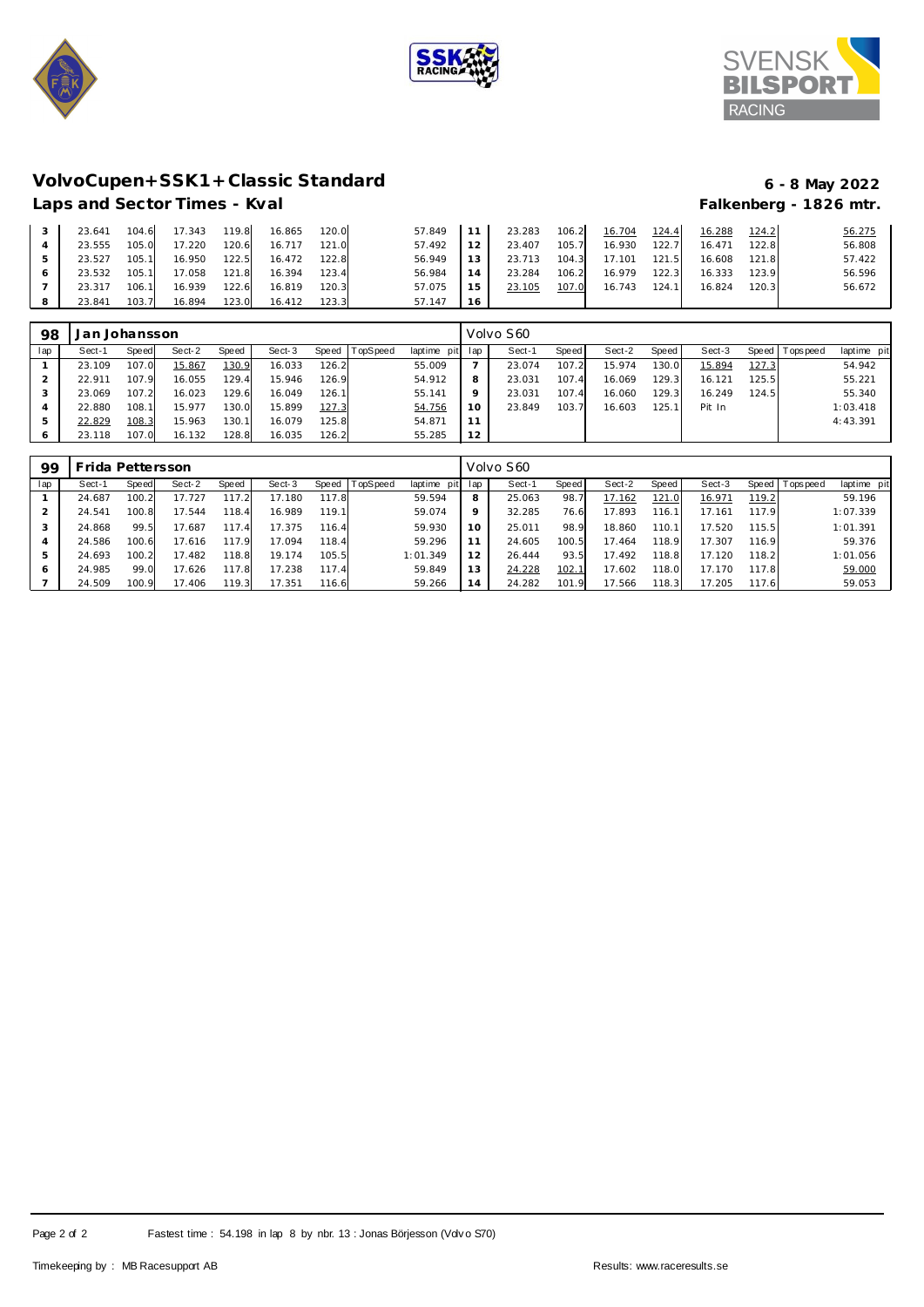# VolvoCupen+SSK1+Classic Standard

**6 - 8 May 2022**

## Laps and Sector Times - Kval

**Falkenberg - 1826 mtr.**

| lap | Sect-1 | Speed | Sect-2 | Speed | Sect-3 | Speed | TopSpeed | laptime pit | lap | Sect-1 | Speed | Sect-2 | Speed | Sect-3 | Speed | Topspeed | laptime pit |
|---|---|---|---|---|---|---|---|---|---|---|---|---|---|---|---|---|---|
| 3 | 23.641 | 104.6 | 17.343 | 119.8 | 16.865 | 120.0 | | 57.849 | 11 | 23.283 | 106.2 | 16.704 | 124.4 | 16.288 | 124.2 | | 56.275 |
| 4 | 23.555 | 105.0 | 17.220 | 120.6 | 16.717 | 121.0 | | 57.492 | 12 | 23.407 | 105.7 | 16.930 | 122.7 | 16.471 | 122.8 | | 56.808 |
| 5 | 23.527 | 105.1 | 16.950 | 122.5 | 16.472 | 122.8 | | 56.949 | 13 | 23.713 | 104.3 | 17.101 | 121.5 | 16.608 | 121.8 | | 57.422 |
| 6 | 23.532 | 105.1 | 17.058 | 121.8 | 16.394 | 123.4 | | 56.984 | 14 | 23.284 | 106.2 | 16.979 | 122.3 | 16.333 | 123.9 | | 56.596 |
| 7 | 23.317 | 106.1 | 16.939 | 122.6 | 16.819 | 120.3 | | 57.075 | 15 | 23.105 | 107.0 | 16.743 | 124.1 | 16.824 | 120.3 | | 56.672 |
| 8 | 23.841 | 103.7 | 16.894 | 123.0 | 16.412 | 123.3 | | 57.147 | 16 | | | | | | | | |

**98 Jan Johansson** — Volvo S60

| lap | Sect-1 | Speed | Sect-2 | Speed | Sect-3 | Speed | TopSpeed | laptime pit | lap | Sect-1 | Speed | Sect-2 | Speed | Sect-3 | Speed | Topspeed | laptime pit |
|---|---|---|---|---|---|---|---|---|---|---|---|---|---|---|---|---|---|
| 1 | 23.109 | 107.0 | 15.867 | 130.9 | 16.033 | 126.2 | | 55.009 | 7 | 23.074 | 107.2 | 15.974 | 130.0 | 15.894 | 127.3 | | 54.942 |
| 2 | 22.911 | 107.9 | 16.055 | 129.4 | 15.946 | 126.9 | | 54.912 | 8 | 23.031 | 107.4 | 16.069 | 129.3 | 16.121 | 125.5 | | 55.221 |
| 3 | 23.069 | 107.2 | 16.023 | 129.6 | 16.049 | 126.1 | | 55.141 | 9 | 23.031 | 107.4 | 16.060 | 129.3 | 16.249 | 124.5 | | 55.340 |
| 4 | 22.880 | 108.1 | 15.977 | 130.0 | 15.899 | 127.3 | | 54.756 | 10 | 23.849 | 103.7 | 16.603 | 125.1 | Pit In | | | 1:03.418 |
| 5 | 22.829 | 108.3 | 15.963 | 130.1 | 16.079 | 125.8 | | 54.871 | 11 | | | | | | | | 4:43.391 |
| 6 | 23.118 | 107.0 | 16.132 | 128.8 | 16.035 | 126.2 | | 55.285 | 12 | | | | | | | | |

**99 Frida Pettersson** — Volvo S60

| lap | Sect-1 | Speed | Sect-2 | Speed | Sect-3 | Speed | TopSpeed | laptime pit | lap | Sect-1 | Speed | Sect-2 | Speed | Sect-3 | Speed | Topspeed | laptime pit |
|---|---|---|---|---|---|---|---|---|---|---|---|---|---|---|---|---|---|
| 1 | 24.687 | 100.2 | 17.727 | 117.2 | 17.180 | 117.8 | | 59.594 | 8 | 25.063 | 98.7 | 17.162 | 121.0 | 16.971 | 119.2 | | 59.196 |
| 2 | 24.541 | 100.8 | 17.544 | 118.4 | 16.989 | 119.1 | | 59.074 | 9 | 32.285 | 76.6 | 17.893 | 116.1 | 17.161 | 117.9 | | 1:07.339 |
| 3 | 24.868 | 99.5 | 17.687 | 117.4 | 17.375 | 116.4 | | 59.930 | 10 | 25.011 | 98.9 | 18.860 | 110.1 | 17.520 | 115.5 | | 1:01.391 |
| 4 | 24.586 | 100.6 | 17.616 | 117.9 | 17.094 | 118.4 | | 59.296 | 11 | 24.605 | 100.5 | 17.464 | 118.9 | 17.307 | 116.9 | | 59.376 |
| 5 | 24.693 | 100.2 | 17.482 | 118.8 | 19.174 | 105.5 | | 1:01.349 | 12 | 26.444 | 93.5 | 17.492 | 118.8 | 17.120 | 118.2 | | 1:01.056 |
| 6 | 24.985 | 99.0 | 17.626 | 117.8 | 17.238 | 117.4 | | 59.849 | 13 | 24.228 | 102.1 | 17.602 | 118.0 | 17.170 | 117.8 | | 59.000 |
| 7 | 24.509 | 100.9 | 17.406 | 119.3 | 17.351 | 116.6 | | 59.266 | 14 | 24.282 | 101.9 | 17.566 | 118.3 | 17.205 | 117.6 | | 59.053 |

Fastest time : 54.198 in lap 8 by nbr. 13 : Jonas Börjesson (Volvo S70)

Timekeeping by : MB Racesupport AB

Results: www.raceresults.se